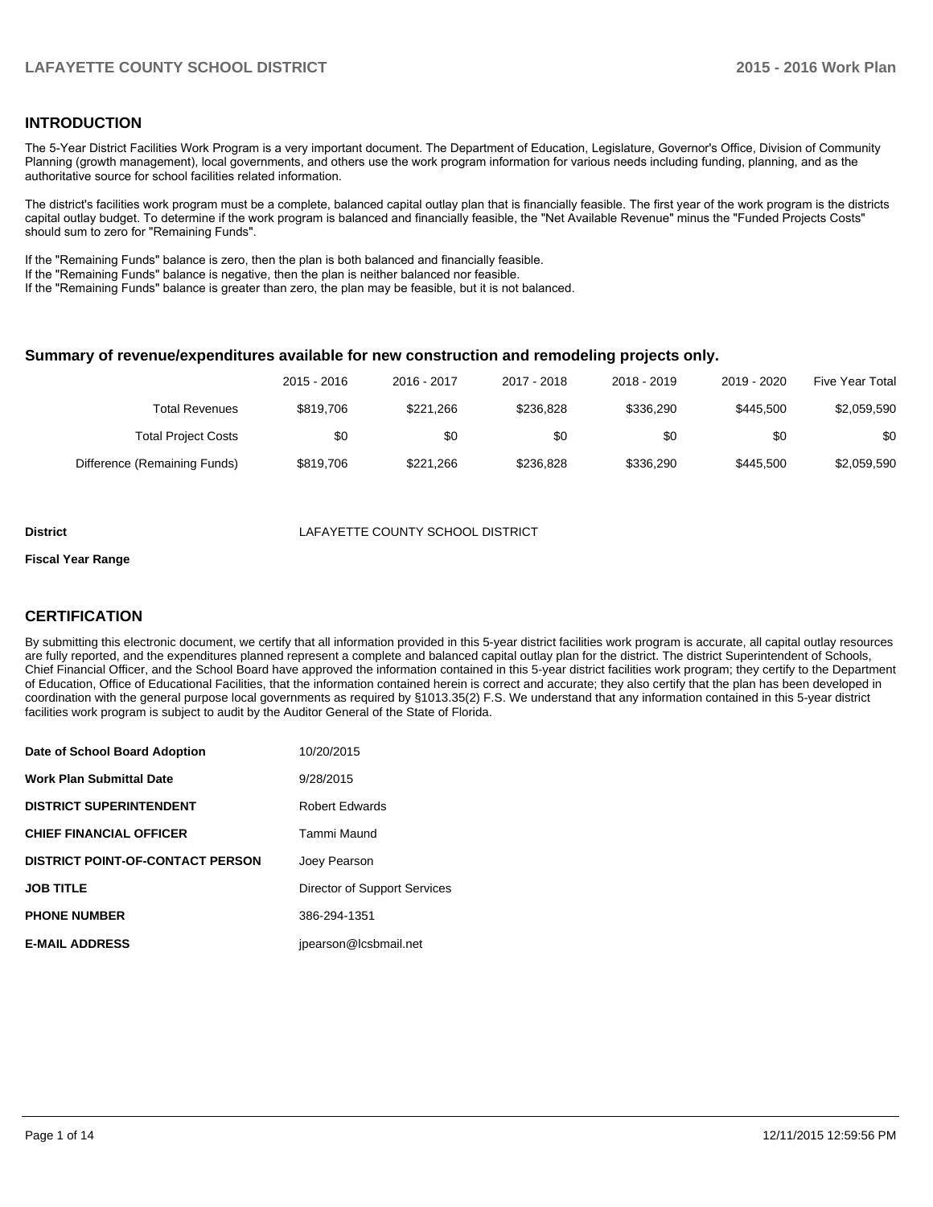## INTRODUCTION

The 5-Year District Facilities Work Program is a very important document. The Department of Education, Legislature, Governor's Office, Division of Community Planning (growth management), local governments, and others use the work program information for various needs including funding, planning, and as the authoritative source for school facilities related information.

The district's facilities work program must be a complete, balanced capital outlay plan that is financially feasible. The first year of the work program is the districts capital outlay budget. To determine if the work program is balanced and financially feasible, the "Net Available Revenue" minus the "Funded Projects Costs" should sum to zero for "Remaining Funds".

If the "Remaining Funds" balance is zero, then the plan is both balanced and financially feasible.
If the "Remaining Funds" balance is negative, then the plan is neither balanced nor feasible.
If the "Remaining Funds" balance is greater than zero, the plan may be feasible, but it is not balanced.

### Summary of revenue/expenditures available for new construction and remodeling projects only.

| | 2015 - 2016 | 2016 - 2017 | 2017 - 2018 | 2018 - 2019 | 2019 - 2020 | Five Year Total |
|---|---|---|---|---|---|---|
| Total Revenues | $819,706 | $221,266 | $236,828 | $336,290 | $445,500 | $2,059,590 |
| Total Project Costs | $0 | $0 | $0 | $0 | $0 | $0 |
| Difference (Remaining Funds) | $819,706 | $221,266 | $236,828 | $336,290 | $445,500 | $2,059,590 |

**District** LAFAYETTE COUNTY SCHOOL DISTRICT

**Fiscal Year Range**

## CERTIFICATION

By submitting this electronic document, we certify that all information provided in this 5-year district facilities work program is accurate, all capital outlay resources are fully reported, and the expenditures planned represent a complete and balanced capital outlay plan for the district. The district Superintendent of Schools, Chief Financial Officer, and the School Board have approved the information contained in this 5-year district facilities work program; they certify to the Department of Education, Office of Educational Facilities, that the information contained herein is correct and accurate; they also certify that the plan has been developed in coordination with the general purpose local governments as required by §1013.35(2) F.S. We understand that any information contained in this 5-year district facilities work program is subject to audit by the Auditor General of the State of Florida.

| | |
|---|---|
| **Date of School Board Adoption** | 10/20/2015 |
| **Work Plan Submittal Date** | 9/28/2015 |
| **DISTRICT SUPERINTENDENT** | Robert Edwards |
| **CHIEF FINANCIAL OFFICER** | Tammi Maund |
| **DISTRICT POINT-OF-CONTACT PERSON** | Joey Pearson |
| **JOB TITLE** | Director of Support Services |
| **PHONE NUMBER** | 386-294-1351 |
| **E-MAIL ADDRESS** | jpearson@lcsbmail.net |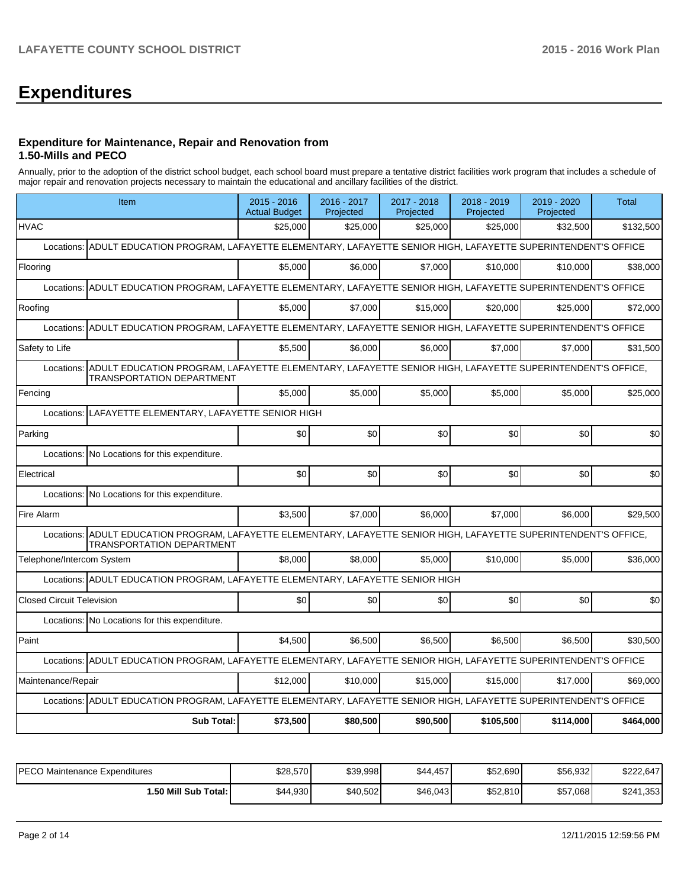# Expenditures

### Expenditure for Maintenance, Repair and Renovation from 1.50-Mills and PECO

Annually, prior to the adoption of the district school budget, each school board must prepare a tentative district facilities work program that includes a schedule of major repair and renovation projects necessary to maintain the educational and ancillary facilities of the district.

| Item | 2015 - 2016 Actual Budget | 2016 - 2017 Projected | 2017 - 2018 Projected | 2018 - 2019 Projected | 2019 - 2020 Projected | Total |
|---|---|---|---|---|---|---|
| HVAC | $25,000 | $25,000 | $25,000 | $25,000 | $32,500 | $132,500 |
| Locations: ADULT EDUCATION PROGRAM, LAFAYETTE ELEMENTARY, LAFAYETTE SENIOR HIGH, LAFAYETTE SUPERINTENDENT'S OFFICE | | | | | | |
| Flooring | $5,000 | $6,000 | $7,000 | $10,000 | $10,000 | $38,000 |
| Locations: ADULT EDUCATION PROGRAM, LAFAYETTE ELEMENTARY, LAFAYETTE SENIOR HIGH, LAFAYETTE SUPERINTENDENT'S OFFICE | | | | | | |
| Roofing | $5,000 | $7,000 | $15,000 | $20,000 | $25,000 | $72,000 |
| Locations: ADULT EDUCATION PROGRAM, LAFAYETTE ELEMENTARY, LAFAYETTE SENIOR HIGH, LAFAYETTE SUPERINTENDENT'S OFFICE | | | | | | |
| Safety to Life | $5,500 | $6,000 | $6,000 | $7,000 | $7,000 | $31,500 |
| Locations: ADULT EDUCATION PROGRAM, LAFAYETTE ELEMENTARY, LAFAYETTE SENIOR HIGH, LAFAYETTE SUPERINTENDENT'S OFFICE, TRANSPORTATION DEPARTMENT | | | | | | |
| Fencing | $5,000 | $5,000 | $5,000 | $5,000 | $5,000 | $25,000 |
| Locations: LAFAYETTE ELEMENTARY, LAFAYETTE SENIOR HIGH | | | | | | |
| Parking | $0 | $0 | $0 | $0 | $0 | $0 |
| Locations: No Locations for this expenditure. | | | | | | |
| Electrical | $0 | $0 | $0 | $0 | $0 | $0 |
| Locations: No Locations for this expenditure. | | | | | | |
| Fire Alarm | $3,500 | $7,000 | $6,000 | $7,000 | $6,000 | $29,500 |
| Locations: ADULT EDUCATION PROGRAM, LAFAYETTE ELEMENTARY, LAFAYETTE SENIOR HIGH, LAFAYETTE SUPERINTENDENT'S OFFICE, TRANSPORTATION DEPARTMENT | | | | | | |
| Telephone/Intercom System | $8,000 | $8,000 | $5,000 | $10,000 | $5,000 | $36,000 |
| Locations: ADULT EDUCATION PROGRAM, LAFAYETTE ELEMENTARY, LAFAYETTE SENIOR HIGH | | | | | | |
| Closed Circuit Television | $0 | $0 | $0 | $0 | $0 | $0 |
| Locations: No Locations for this expenditure. | | | | | | |
| Paint | $4,500 | $6,500 | $6,500 | $6,500 | $6,500 | $30,500 |
| Locations: ADULT EDUCATION PROGRAM, LAFAYETTE ELEMENTARY, LAFAYETTE SENIOR HIGH, LAFAYETTE SUPERINTENDENT'S OFFICE | | | | | | |
| Maintenance/Repair | $12,000 | $10,000 | $15,000 | $15,000 | $17,000 | $69,000 |
| Locations: ADULT EDUCATION PROGRAM, LAFAYETTE ELEMENTARY, LAFAYETTE SENIOR HIGH, LAFAYETTE SUPERINTENDENT'S OFFICE | | | | | | |
| **Sub Total:** | **$73,500** | **$80,500** | **$90,500** | **$105,500** | **$114,000** | **$464,000** |

| | | | | | | |
|---|---|---|---|---|---|---|
| PECO Maintenance Expenditures | $28,570 | $39,998 | $44,457 | $52,690 | $56,932 | $222,647 |
| **1.50 Mill Sub Total:** | $44,930 | $40,502 | $46,043 | $52,810 | $57,068 | $241,353 |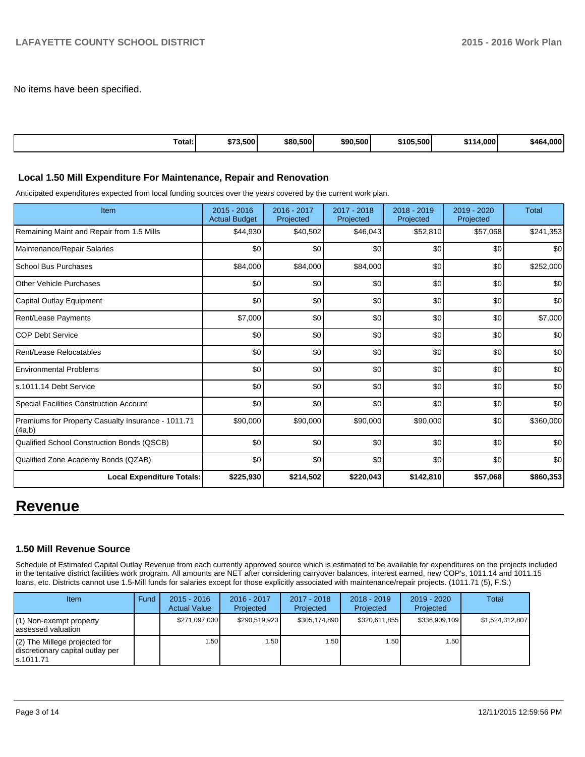No items have been specified.

| Total: | $73,500 | $80,500 | $90,500 | $105,500 | $114,000 | $464,000 |
|---|---|---|---|---|---|---|

### Local 1.50 Mill Expenditure For Maintenance, Repair and Renovation

Anticipated expenditures expected from local funding sources over the years covered by the current work plan.

| Item | 2015 - 2016 Actual Budget | 2016 - 2017 Projected | 2017 - 2018 Projected | 2018 - 2019 Projected | 2019 - 2020 Projected | Total |
|---|---|---|---|---|---|---|
| Remaining Maint and Repair from 1.5 Mills | $44,930 | $40,502 | $46,043 | $52,810 | $57,068 | $241,353 |
| Maintenance/Repair Salaries | $0 | $0 | $0 | $0 | $0 | $0 |
| School Bus Purchases | $84,000 | $84,000 | $84,000 | $0 | $0 | $252,000 |
| Other Vehicle Purchases | $0 | $0 | $0 | $0 | $0 | $0 |
| Capital Outlay Equipment | $0 | $0 | $0 | $0 | $0 | $0 |
| Rent/Lease Payments | $7,000 | $0 | $0 | $0 | $0 | $7,000 |
| COP Debt Service | $0 | $0 | $0 | $0 | $0 | $0 |
| Rent/Lease Relocatables | $0 | $0 | $0 | $0 | $0 | $0 |
| Environmental Problems | $0 | $0 | $0 | $0 | $0 | $0 |
| s.1011.14 Debt Service | $0 | $0 | $0 | $0 | $0 | $0 |
| Special Facilities Construction Account | $0 | $0 | $0 | $0 | $0 | $0 |
| Premiums for Property Casualty Insurance - 1011.71 (4a,b) | $90,000 | $90,000 | $90,000 | $90,000 | $0 | $360,000 |
| Qualified School Construction Bonds (QSCB) | $0 | $0 | $0 | $0 | $0 | $0 |
| Qualified Zone Academy Bonds (QZAB) | $0 | $0 | $0 | $0 | $0 | $0 |
| **Local Expenditure Totals:** | **$225,930** | **$214,502** | **$220,043** | **$142,810** | **$57,068** | **$860,353** |

# Revenue

### 1.50 Mill Revenue Source

Schedule of Estimated Capital Outlay Revenue from each currently approved source which is estimated to be available for expenditures on the projects included in the tentative district facilities work program. All amounts are NET after considering carryover balances, interest earned, new COP's, 1011.14 and 1011.15 loans, etc. Districts cannot use 1.5-Mill funds for salaries except for those explicitly associated with maintenance/repair projects. (1011.71 (5), F.S.)

| Item | Fund | 2015 - 2016 Actual Value | 2016 - 2017 Projected | 2017 - 2018 Projected | 2018 - 2019 Projected | 2019 - 2020 Projected | Total |
|---|---|---|---|---|---|---|---|
| (1) Non-exempt property assessed valuation | | $271,097,030 | $290,519,923 | $305,174,890 | $320,611,855 | $336,909,109 | $1,524,312,807 |
| (2) The Millege projected for discretionary capital outlay per s.1011.71 | | 1.50 | 1.50 | 1.50 | 1.50 | 1.50 | |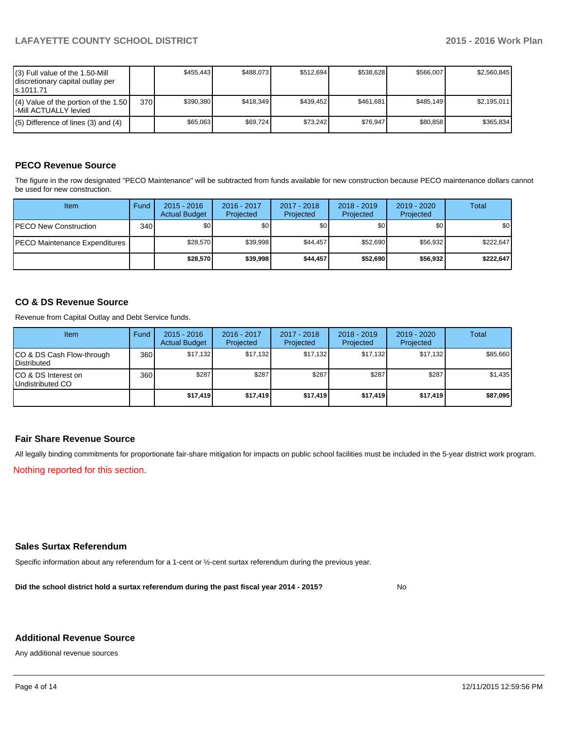| | | | | | | | |
|---|---|---|---|---|---|---|---|
| (3) Full value of the 1.50-Mill discretionary capital outlay per s.1011.71 | | $455,443 | $488,073 | $512,694 | $538,628 | $566,007 | $2,560,845 |
| (4) Value of the portion of the 1.50 -Mill ACTUALLY levied | 370 | $390,380 | $418,349 | $439,452 | $461,681 | $485,149 | $2,195,011 |
| (5) Difference of lines (3) and (4) | | $65,063 | $69,724 | $73,242 | $76,947 | $80,858 | $365,834 |

## PECO Revenue Source

The figure in the row designated "PECO Maintenance" will be subtracted from funds available for new construction because PECO maintenance dollars cannot be used for new construction.

| Item | Fund | 2015 - 2016 Actual Budget | 2016 - 2017 Projected | 2017 - 2018 Projected | 2018 - 2019 Projected | 2019 - 2020 Projected | Total |
|---|---|---|---|---|---|---|---|
| PECO New Construction | 340 | $0 | $0 | $0 | $0 | $0 | $0 |
| PECO Maintenance Expenditures | | $28,570 | $39,998 | $44,457 | $52,690 | $56,932 | $222,647 |
| | | **$28,570** | **$39,998** | **$44,457** | **$52,690** | **$56,932** | **$222,647** |

## CO & DS Revenue Source

Revenue from Capital Outlay and Debt Service funds.

| Item | Fund | 2015 - 2016 Actual Budget | 2016 - 2017 Projected | 2017 - 2018 Projected | 2018 - 2019 Projected | 2019 - 2020 Projected | Total |
|---|---|---|---|---|---|---|---|
| CO & DS Cash Flow-through Distributed | 360 | $17,132 | $17,132 | $17,132 | $17,132 | $17,132 | $85,660 |
| CO & DS Interest on Undistributed CO | 360 | $287 | $287 | $287 | $287 | $287 | $1,435 |
| | | **$17,419** | **$17,419** | **$17,419** | **$17,419** | **$17,419** | **$87,095** |

## Fair Share Revenue Source

All legally binding commitments for proportionate fair-share mitigation for impacts on public school facilities must be included in the 5-year district work program.

Nothing reported for this section.

## Sales Surtax Referendum

Specific information about any referendum for a 1-cent or ½-cent surtax referendum during the previous year.

**Did the school district hold a surtax referendum during the past fiscal year 2014 - 2015?** No

## Additional Revenue Source

Any additional revenue sources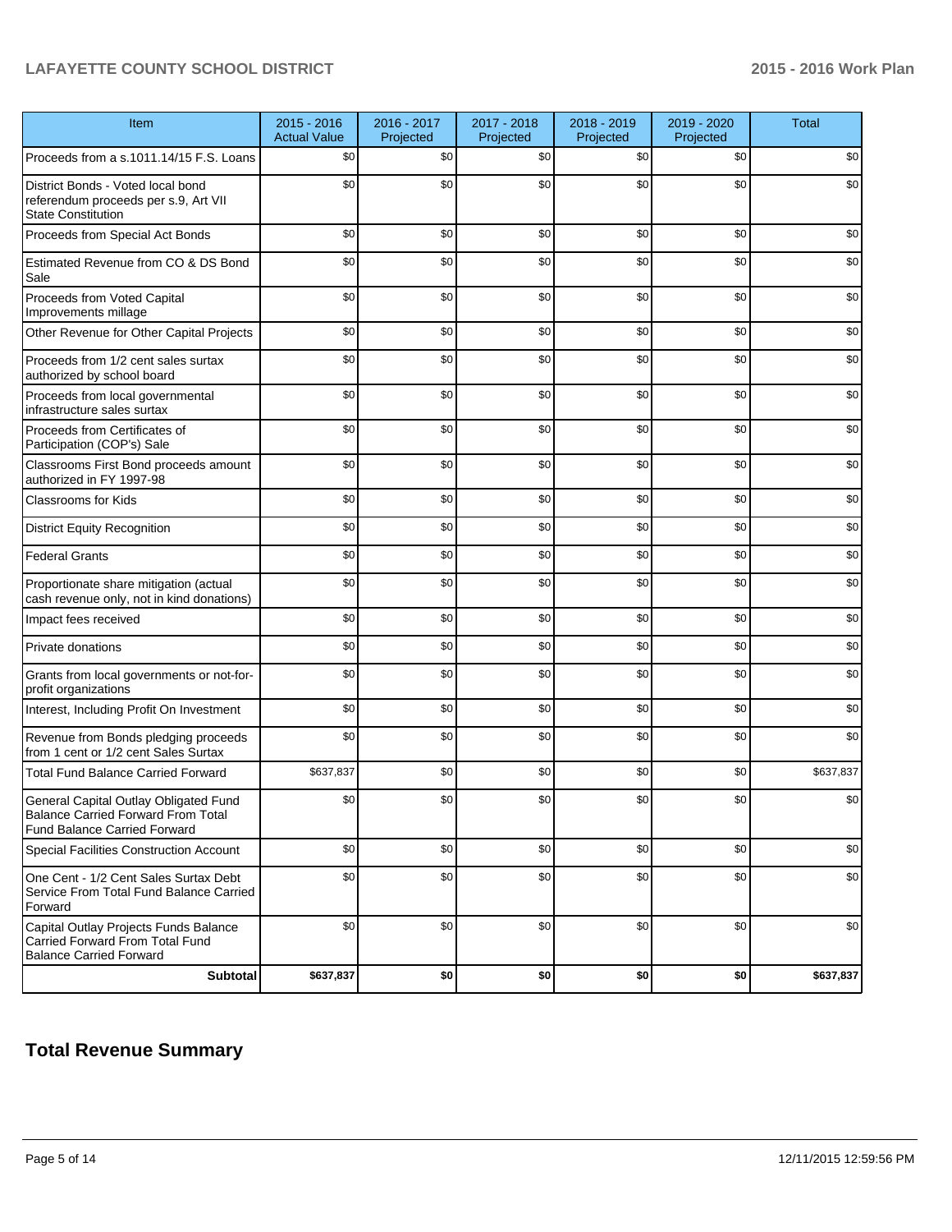| Item | 2015 - 2016 Actual Value | 2016 - 2017 Projected | 2017 - 2018 Projected | 2018 - 2019 Projected | 2019 - 2020 Projected | Total |
|---|---|---|---|---|---|---|
| Proceeds from a s.1011.14/15 F.S. Loans | $0 | $0 | $0 | $0 | $0 | $0 |
| District Bonds - Voted local bond referendum proceeds per s.9, Art VII State Constitution | $0 | $0 | $0 | $0 | $0 | $0 |
| Proceeds from Special Act Bonds | $0 | $0 | $0 | $0 | $0 | $0 |
| Estimated Revenue from CO & DS Bond Sale | $0 | $0 | $0 | $0 | $0 | $0 |
| Proceeds from Voted Capital Improvements millage | $0 | $0 | $0 | $0 | $0 | $0 |
| Other Revenue for Other Capital Projects | $0 | $0 | $0 | $0 | $0 | $0 |
| Proceeds from 1/2 cent sales surtax authorized by school board | $0 | $0 | $0 | $0 | $0 | $0 |
| Proceeds from local governmental infrastructure sales surtax | $0 | $0 | $0 | $0 | $0 | $0 |
| Proceeds from Certificates of Participation (COP's) Sale | $0 | $0 | $0 | $0 | $0 | $0 |
| Classrooms First Bond proceeds amount authorized in FY 1997-98 | $0 | $0 | $0 | $0 | $0 | $0 |
| Classrooms for Kids | $0 | $0 | $0 | $0 | $0 | $0 |
| District Equity Recognition | $0 | $0 | $0 | $0 | $0 | $0 |
| Federal Grants | $0 | $0 | $0 | $0 | $0 | $0 |
| Proportionate share mitigation (actual cash revenue only, not in kind donations) | $0 | $0 | $0 | $0 | $0 | $0 |
| Impact fees received | $0 | $0 | $0 | $0 | $0 | $0 |
| Private donations | $0 | $0 | $0 | $0 | $0 | $0 |
| Grants from local governments or not-for-profit organizations | $0 | $0 | $0 | $0 | $0 | $0 |
| Interest, Including Profit On Investment | $0 | $0 | $0 | $0 | $0 | $0 |
| Revenue from Bonds pledging proceeds from 1 cent or 1/2 cent Sales Surtax | $0 | $0 | $0 | $0 | $0 | $0 |
| Total Fund Balance Carried Forward | $637,837 | $0 | $0 | $0 | $0 | $637,837 |
| General Capital Outlay Obligated Fund Balance Carried Forward From Total Fund Balance Carried Forward | $0 | $0 | $0 | $0 | $0 | $0 |
| Special Facilities Construction Account | $0 | $0 | $0 | $0 | $0 | $0 |
| One Cent - 1/2 Cent Sales Surtax Debt Service From Total Fund Balance Carried Forward | $0 | $0 | $0 | $0 | $0 | $0 |
| Capital Outlay Projects Funds Balance Carried Forward From Total Fund Balance Carried Forward | $0 | $0 | $0 | $0 | $0 | $0 |
| **Subtotal** | **$637,837** | **$0** | **$0** | **$0** | **$0** | **$637,837** |

## Total Revenue Summary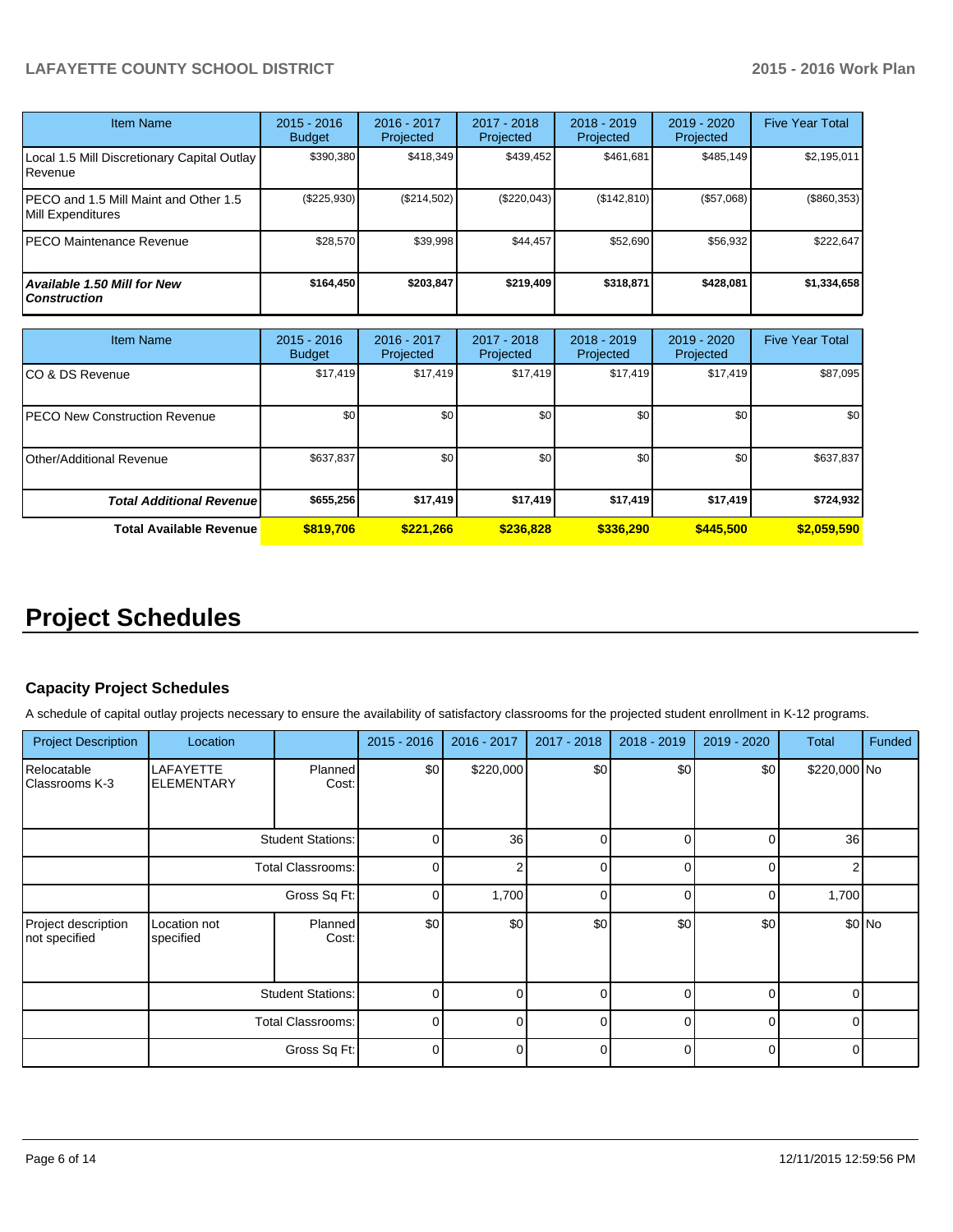| Item Name | 2015 - 2016 Budget | 2016 - 2017 Projected | 2017 - 2018 Projected | 2018 - 2019 Projected | 2019 - 2020 Projected | Five Year Total |
|---|---|---|---|---|---|---|
| Local 1.5 Mill Discretionary Capital Outlay Revenue | $390,380 | $418,349 | $439,452 | $461,681 | $485,149 | $2,195,011 |
| PECO and 1.5 Mill Maint and Other 1.5 Mill Expenditures | ($225,930) | ($214,502) | ($220,043) | ($142,810) | ($57,068) | ($860,353) |
| PECO Maintenance Revenue | $28,570 | $39,998 | $44,457 | $52,690 | $56,932 | $222,647 |
| ***Available 1.50 Mill for New Construction*** | **$164,450** | **$203,847** | **$219,409** | **$318,871** | **$428,081** | **$1,334,658** |

| Item Name | 2015 - 2016 Budget | 2016 - 2017 Projected | 2017 - 2018 Projected | 2018 - 2019 Projected | 2019 - 2020 Projected | Five Year Total |
|---|---|---|---|---|---|---|
| CO & DS Revenue | $17,419 | $17,419 | $17,419 | $17,419 | $17,419 | $87,095 |
| PECO New Construction Revenue | $0 | $0 | $0 | $0 | $0 | $0 |
| Other/Additional Revenue | $637,837 | $0 | $0 | $0 | $0 | $637,837 |
| ***Total Additional Revenue*** | **$655,256** | **$17,419** | **$17,419** | **$17,419** | **$17,419** | **$724,932** |
| **Total Available Revenue** | **$819,706** | **$221,266** | **$236,828** | **$336,290** | **$445,500** | **$2,059,590** |

# Project Schedules

### Capacity Project Schedules

A schedule of capital outlay projects necessary to ensure the availability of satisfactory classrooms for the projected student enrollment in K-12 programs.

| Project Description | Location | | 2015 - 2016 | 2016 - 2017 | 2017 - 2018 | 2018 - 2019 | 2019 - 2020 | Total | Funded |
|---|---|---|---|---|---|---|---|---|---|
| Relocatable Classrooms K-3 | LAFAYETTE ELEMENTARY | Planned Cost: | $0 | $220,000 | $0 | $0 | $0 | $220,000 | No |
| | | Student Stations: | 0 | 36 | 0 | 0 | 0 | 36 | |
| | | Total Classrooms: | 0 | 2 | 0 | 0 | 0 | 2 | |
| | | Gross Sq Ft: | 0 | 1,700 | 0 | 0 | 0 | 1,700 | |
| Project description not specified | Location not specified | Planned Cost: | $0 | $0 | $0 | $0 | $0 | $0 | No |
| | | Student Stations: | 0 | 0 | 0 | 0 | 0 | 0 | |
| | | Total Classrooms: | 0 | 0 | 0 | 0 | 0 | 0 | |
| | | Gross Sq Ft: | 0 | 0 | 0 | 0 | 0 | 0 | |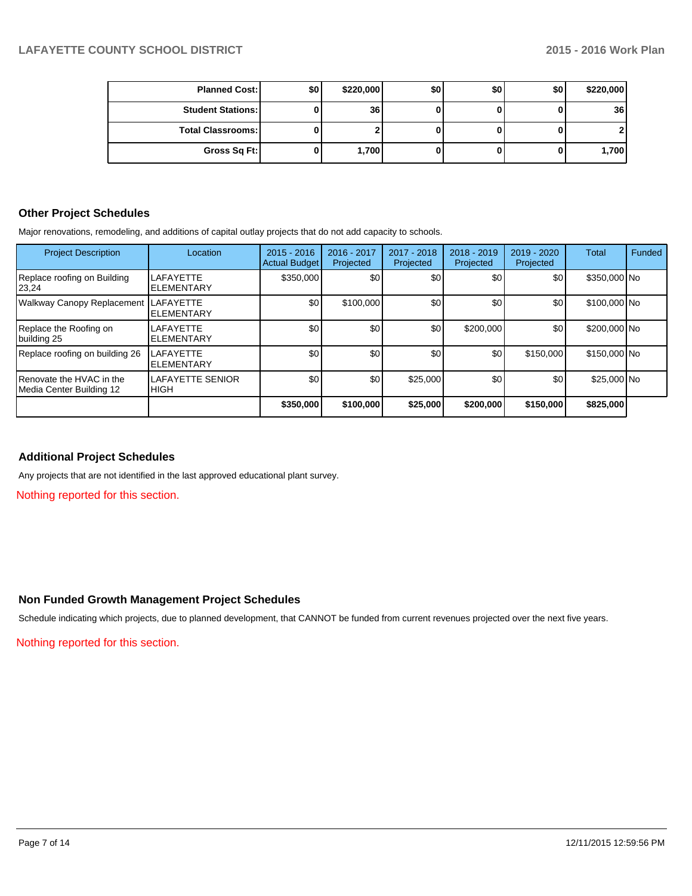| | | | | | | |
|---|---|---|---|---|---|---|
| **Planned Cost:** | **$0** | **$220,000** | **$0** | **$0** | **$0** | **$220,000** |
| **Student Stations:** | **0** | **36** | **0** | **0** | **0** | **36** |
| **Total Classrooms:** | **0** | **2** | **0** | **0** | **0** | **2** |
| **Gross Sq Ft:** | **0** | **1,700** | **0** | **0** | **0** | **1,700** |

## Other Project Schedules

Major renovations, remodeling, and additions of capital outlay projects that do not add capacity to schools.

| Project Description | Location | 2015 - 2016 Actual Budget | 2016 - 2017 Projected | 2017 - 2018 Projected | 2018 - 2019 Projected | 2019 - 2020 Projected | Total | Funded |
|---|---|---|---|---|---|---|---|---|
| Replace roofing on Building 23,24 | LAFAYETTE ELEMENTARY | $350,000 | $0 | $0 | $0 | $0 | $350,000 | No |
| Walkway Canopy Replacement | LAFAYETTE ELEMENTARY | $0 | $100,000 | $0 | $0 | $0 | $100,000 | No |
| Replace the Roofing on building 25 | LAFAYETTE ELEMENTARY | $0 | $0 | $0 | $200,000 | $0 | $200,000 | No |
| Replace roofing on building 26 | LAFAYETTE ELEMENTARY | $0 | $0 | $0 | $0 | $150,000 | $150,000 | No |
| Renovate the HVAC in the Media Center Building 12 | LAFAYETTE SENIOR HIGH | $0 | $0 | $25,000 | $0 | $0 | $25,000 | No |
| | | **$350,000** | **$100,000** | **$25,000** | **$200,000** | **$150,000** | **$825,000** | |

## Additional Project Schedules

Any projects that are not identified in the last approved educational plant survey.

Nothing reported for this section.

## Non Funded Growth Management Project Schedules

Schedule indicating which projects, due to planned development, that CANNOT be funded from current revenues projected over the next five years.

Nothing reported for this section.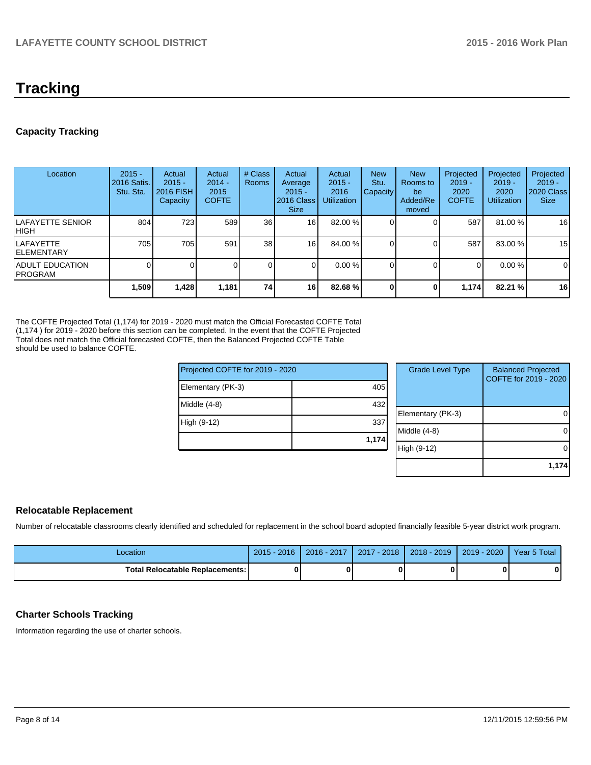# Tracking

## Capacity Tracking

| Location | 2015 - 2016 Satis. Stu. Sta. | Actual 2015 - 2016 FISH Capacity | Actual 2014 - 2015 COFTE | # Class Rooms | Actual Average 2015 - 2016 Class Size | Actual 2015 - 2016 Utilization | New Stu. Capacity | New Rooms to be Added/Removed | Projected 2019 - 2020 COFTE | Projected 2019 - 2020 Utilization | Projected 2019 - 2020 Class Size |
|---|---|---|---|---|---|---|---|---|---|---|---|
| LAFAYETTE SENIOR HIGH | 804 | 723 | 589 | 36 | 16 | 82.00 % | 0 | 0 | 587 | 81.00 % | 16 |
| LAFAYETTE ELEMENTARY | 705 | 705 | 591 | 38 | 16 | 84.00 % | 0 | 0 | 587 | 83.00 % | 15 |
| ADULT EDUCATION PROGRAM | 0 | 0 | 0 | 0 | 0 | 0.00 % | 0 | 0 | 0 | 0.00 % | 0 |
| | **1,509** | **1,428** | **1,181** | **74** | **16** | **82.68 %** | **0** | **0** | **1,174** | **82.21 %** | **16** |

The COFTE Projected Total (1,174) for 2019 - 2020 must match the Official Forecasted COFTE Total (1,174 ) for 2019 - 2020 before this section can be completed. In the event that the COFTE Projected Total does not match the Official forecasted COFTE, then the Balanced Projected COFTE Table should be used to balance COFTE.

| Projected COFTE for 2019 - 2020 | |
|---|---|
| Elementary (PK-3) | 405 |
| Middle (4-8) | 432 |
| High (9-12) | 337 |
| | **1,174** |

| Grade Level Type | Balanced Projected COFTE for 2019 - 2020 |
|---|---|
| Elementary (PK-3) | 0 |
| Middle (4-8) | 0 |
| High (9-12) | 0 |
| | **1,174** |

## Relocatable Replacement

Number of relocatable classrooms clearly identified and scheduled for replacement in the school board adopted financially feasible 5-year district work program.

| Location | 2015 - 2016 | 2016 - 2017 | 2017 - 2018 | 2018 - 2019 | 2019 - 2020 | Year 5 Total |
|---|---|---|---|---|---|---|
| **Total Relocatable Replacements:** | **0** | **0** | **0** | **0** | **0** | **0** |

## Charter Schools Tracking

Information regarding the use of charter schools.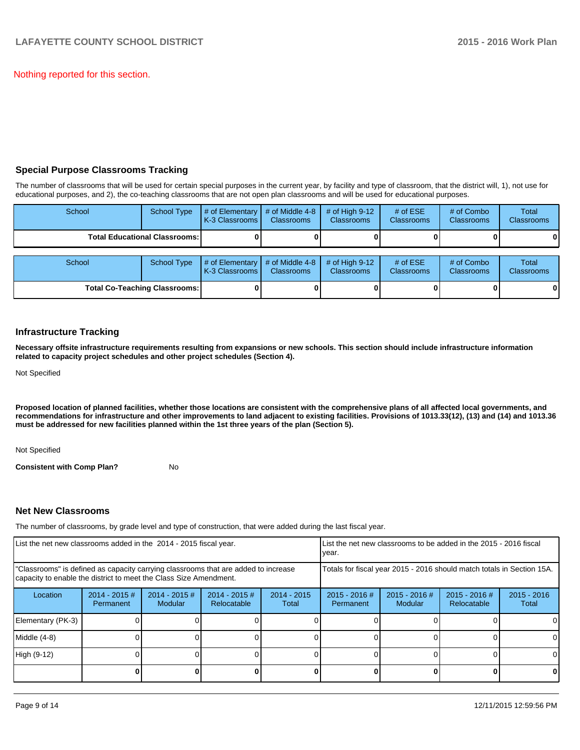Nothing reported for this section.

## Special Purpose Classrooms Tracking

The number of classrooms that will be used for certain special purposes in the current year, by facility and type of classroom, that the district will, 1), not use for educational purposes, and 2), the co-teaching classrooms that are not open plan classrooms and will be used for educational purposes.

| School | School Type | # of Elementary K-3 Classrooms | # of Middle 4-8 Classrooms | # of High 9-12 Classrooms | # of ESE Classrooms | # of Combo Classrooms | Total Classrooms |
|---|---|---|---|---|---|---|---|
| **Total Educational Classrooms:** | | **0** | **0** | **0** | **0** | **0** | **0** |

| School | School Type | # of Elementary K-3 Classrooms | # of Middle 4-8 Classrooms | # of High 9-12 Classrooms | # of ESE Classrooms | # of Combo Classrooms | Total Classrooms |
|---|---|---|---|---|---|---|---|
| **Total Co-Teaching Classrooms:** | | **0** | **0** | **0** | **0** | **0** | **0** |

## Infrastructure Tracking

**Necessary offsite infrastructure requirements resulting from expansions or new schools. This section should include infrastructure information related to capacity project schedules and other project schedules (Section 4).**

Not Specified

**Proposed location of planned facilities, whether those locations are consistent with the comprehensive plans of all affected local governments, and recommendations for infrastructure and other improvements to land adjacent to existing facilities. Provisions of 1013.33(12), (13) and (14) and 1013.36 must be addressed for new facilities planned within the 1st three years of the plan (Section 5).**

Not Specified

**Consistent with Comp Plan?** No

## Net New Classrooms

The number of classrooms, by grade level and type of construction, that were added during the last fiscal year.

| List the net new classrooms added in the 2014 - 2015 fiscal year. | | | | | List the net new classrooms to be added in the 2015 - 2016 fiscal year. | | | |
|---|---|---|---|---|---|---|---|---|
| "Classrooms" is defined as capacity carrying classrooms that are added to increase capacity to enable the district to meet the Class Size Amendment. | | | | | Totals for fiscal year 2015 - 2016 should match totals in Section 15A. | | | |
| Location | 2014 - 2015 # Permanent | 2014 - 2015 # Modular | 2014 - 2015 # Relocatable | 2014 - 2015 Total | 2015 - 2016 # Permanent | 2015 - 2016 # Modular | 2015 - 2016 # Relocatable | 2015 - 2016 Total |
| Elementary (PK-3) | 0 | 0 | 0 | 0 | 0 | 0 | 0 | 0 |
| Middle (4-8) | 0 | 0 | 0 | 0 | 0 | 0 | 0 | 0 |
| High (9-12) | 0 | 0 | 0 | 0 | 0 | 0 | 0 | 0 |
| | **0** | **0** | **0** | **0** | **0** | **0** | **0** | **0** |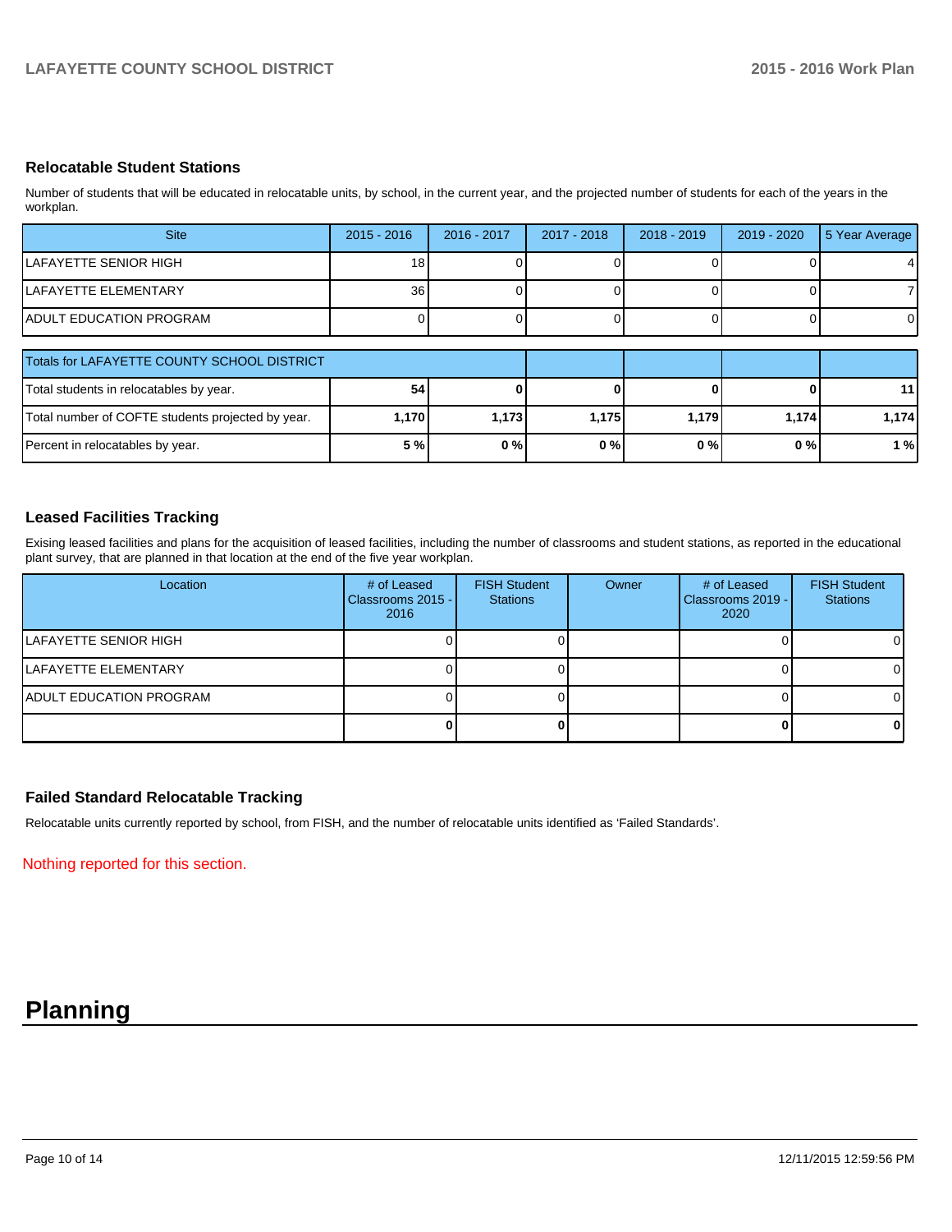### Relocatable Student Stations

Number of students that will be educated in relocatable units, by school, in the current year, and the projected number of students for each of the years in the workplan.

| Site | 2015 - 2016 | 2016 - 2017 | 2017 - 2018 | 2018 - 2019 | 2019 - 2020 | 5 Year Average |
|---|---|---|---|---|---|---|
| LAFAYETTE SENIOR HIGH | 18 | 0 | 0 | 0 | 0 | 4 |
| LAFAYETTE ELEMENTARY | 36 | 0 | 0 | 0 | 0 | 7 |
| ADULT EDUCATION PROGRAM | 0 | 0 | 0 | 0 | 0 | 0 |

| Totals for LAFAYETTE COUNTY SCHOOL DISTRICT | | | | | | |
|---|---|---|---|---|---|---|
| Total students in relocatables by year. | **54** | **0** | **0** | **0** | **0** | **11** |
| Total number of COFTE students projected by year. | **1,170** | **1,173** | **1,175** | **1,179** | **1,174** | **1,174** |
| Percent in relocatables by year. | **5 %** | **0 %** | **0 %** | **0 %** | **0 %** | **1 %** |

### Leased Facilities Tracking

Exising leased facilities and plans for the acquisition of leased facilities, including the number of classrooms and student stations, as reported in the educational plant survey, that are planned in that location at the end of the five year workplan.

| Location | # of Leased Classrooms 2015 - 2016 | FISH Student Stations | Owner | # of Leased Classrooms 2019 - 2020 | FISH Student Stations |
|---|---|---|---|---|---|
| LAFAYETTE SENIOR HIGH | 0 | 0 | | 0 | 0 |
| LAFAYETTE ELEMENTARY | 0 | 0 | | 0 | 0 |
| ADULT EDUCATION PROGRAM | 0 | 0 | | 0 | 0 |
| | **0** | **0** | | **0** | **0** |

### Failed Standard Relocatable Tracking

Relocatable units currently reported by school, from FISH, and the number of relocatable units identified as 'Failed Standards'.

Nothing reported for this section.

# Planning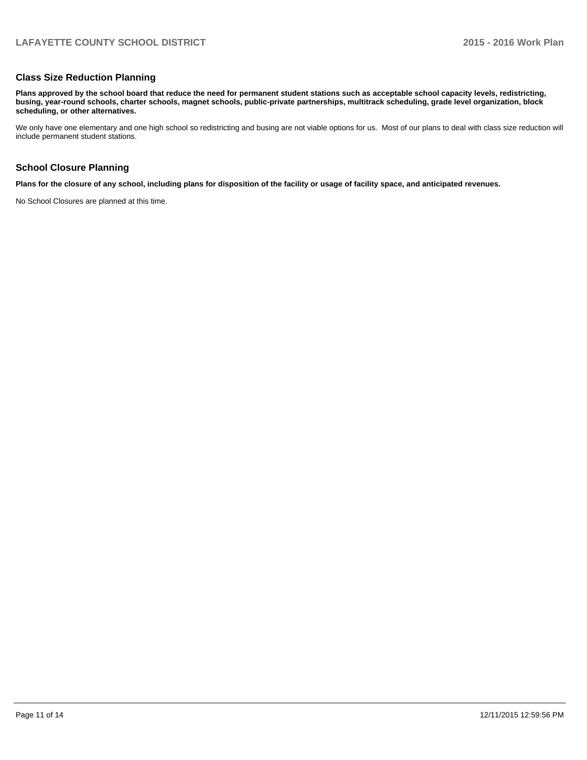## Class Size Reduction Planning

**Plans approved by the school board that reduce the need for permanent student stations such as acceptable school capacity levels, redistricting, busing, year-round schools, charter schools, magnet schools, public-private partnerships, multitrack scheduling, grade level organization, block scheduling, or other alternatives.**

We only have one elementary and one high school so redistricting and busing are not viable options for us.  Most of our plans to deal with class size reduction will include permanent student stations.

## School Closure Planning

**Plans for the closure of any school, including plans for disposition of the facility or usage of facility space, and anticipated revenues.**

No School Closures are planned at this time.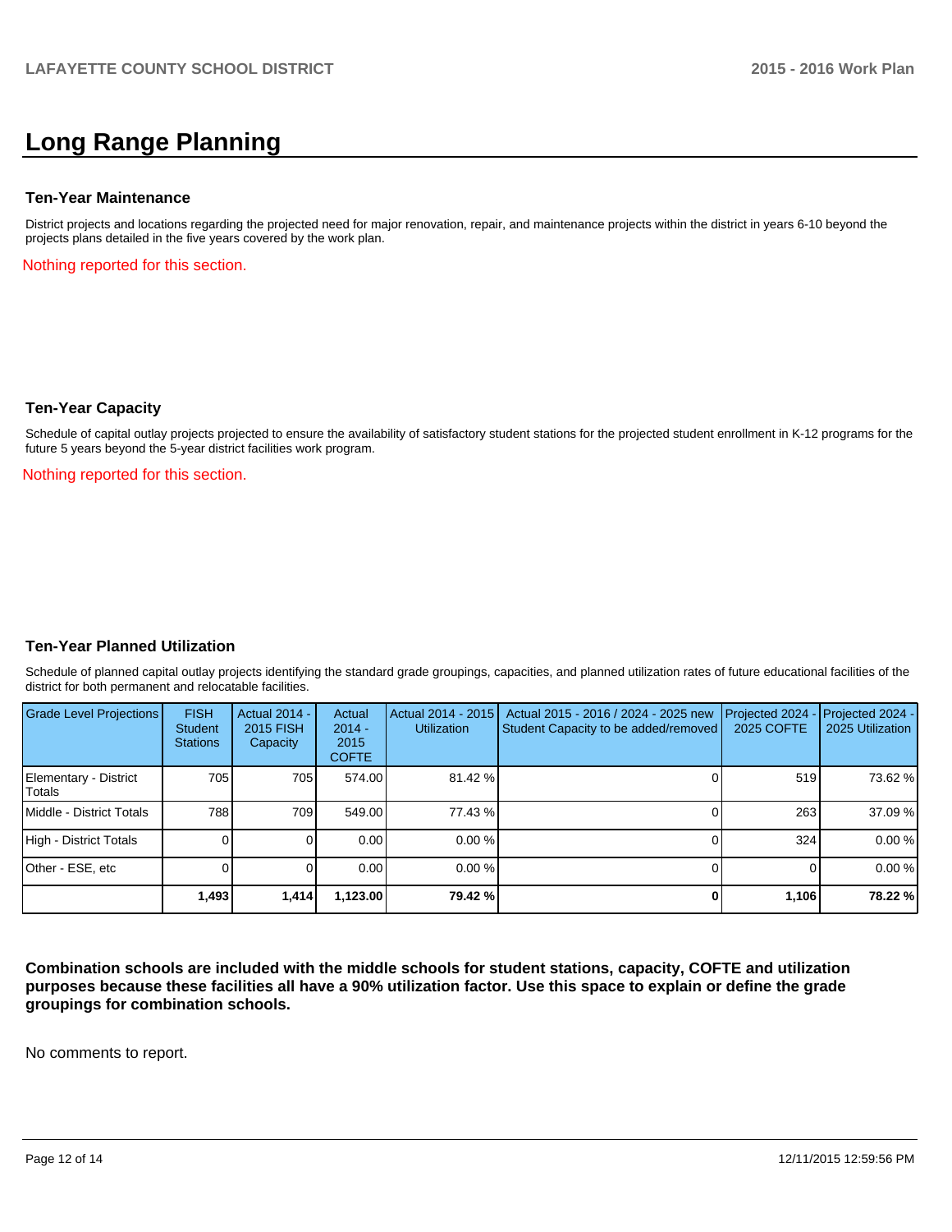# Long Range Planning

### Ten-Year Maintenance

District projects and locations regarding the projected need for major renovation, repair, and maintenance projects within the district in years 6-10 beyond the projects plans detailed in the five years covered by the work plan.

Nothing reported for this section.

### Ten-Year Capacity

Schedule of capital outlay projects projected to ensure the availability of satisfactory student stations for the projected student enrollment in K-12 programs for the future 5 years beyond the 5-year district facilities work program.

Nothing reported for this section.

### Ten-Year Planned Utilization

Schedule of planned capital outlay projects identifying the standard grade groupings, capacities, and planned utilization rates of future educational facilities of the district for both permanent and relocatable facilities.

| Grade Level Projections | FISH Student Stations | Actual 2014 - 2015 FISH Capacity | Actual 2014 - 2015 COFTE | Actual 2014 - 2015 Utilization | Actual 2015 - 2016 / 2024 - 2025 new Student Capacity to be added/removed | Projected 2024 - 2025 COFTE | Projected 2024 - 2025 Utilization |
|---|---|---|---|---|---|---|---|
| Elementary - District Totals | 705 | 705 | 574.00 | 81.42 % | 0 | 519 | 73.62 % |
| Middle - District Totals | 788 | 709 | 549.00 | 77.43 % | 0 | 263 | 37.09 % |
| High - District Totals | 0 | 0 | 0.00 | 0.00 % | 0 | 324 | 0.00 % |
| Other - ESE, etc | 0 | 0 | 0.00 | 0.00 % | 0 | 0 | 0.00 % |
| | **1,493** | **1,414** | **1,123.00** | **79.42 %** | **0** | **1,106** | **78.22 %** |

**Combination schools are included with the middle schools for student stations, capacity, COFTE and utilization purposes because these facilities all have a 90% utilization factor. Use this space to explain or define the grade groupings for combination schools.**

No comments to report.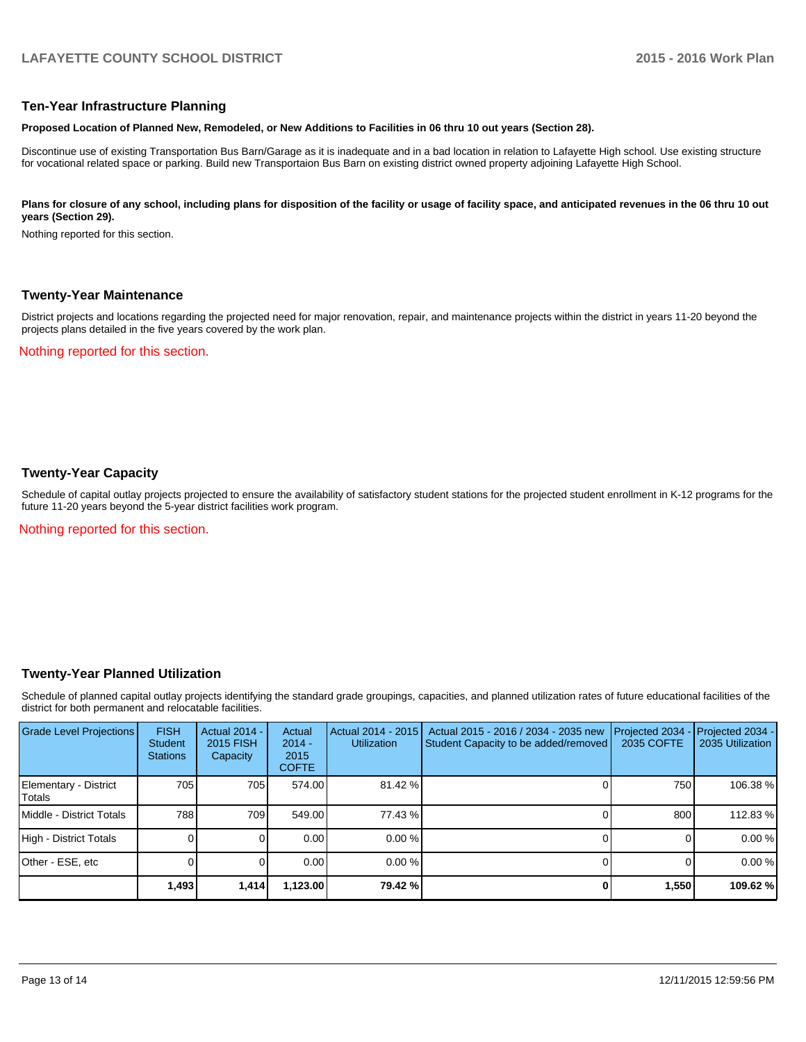## Ten-Year Infrastructure Planning

**Proposed Location of Planned New, Remodeled, or New Additions to Facilities in 06 thru 10 out years (Section 28).**

Discontinue use of existing Transportation Bus Barn/Garage as it is inadequate and in a bad location in relation to Lafayette High school. Use existing structure for vocational related space or parking. Build new Transportaion Bus Barn on existing district owned property adjoining Lafayette High School.

**Plans for closure of any school, including plans for disposition of the facility or usage of facility space, and anticipated revenues in the 06 thru 10 out years (Section 29).**

Nothing reported for this section.

## Twenty-Year Maintenance

District projects and locations regarding the projected need for major renovation, repair, and maintenance projects within the district in years 11-20 beyond the projects plans detailed in the five years covered by the work plan.

Nothing reported for this section.

## Twenty-Year Capacity

Schedule of capital outlay projects projected to ensure the availability of satisfactory student stations for the projected student enrollment in K-12 programs for the future 11-20 years beyond the 5-year district facilities work program.

Nothing reported for this section.

## Twenty-Year Planned Utilization

Schedule of planned capital outlay projects identifying the standard grade groupings, capacities, and planned utilization rates of future educational facilities of the district for both permanent and relocatable facilities.

| Grade Level Projections | FISH Student Stations | Actual 2014 - 2015 FISH Capacity | Actual 2014 - 2015 COFTE | Actual 2014 - 2015 Utilization | Actual 2015 - 2016 / 2034 - 2035 new Student Capacity to be added/removed | Projected 2034 - 2035 COFTE | Projected 2034 - 2035 Utilization |
|---|---|---|---|---|---|---|---|
| Elementary - District Totals | 705 | 705 | 574.00 | 81.42 % | 0 | 750 | 106.38 % |
| Middle - District Totals | 788 | 709 | 549.00 | 77.43 % | 0 | 800 | 112.83 % |
| High - District Totals | 0 | 0 | 0.00 | 0.00 % | 0 | 0 | 0.00 % |
| Other - ESE, etc | 0 | 0 | 0.00 | 0.00 % | 0 | 0 | 0.00 % |
| | **1,493** | **1,414** | **1,123.00** | **79.42 %** | **0** | **1,550** | **109.62 %** |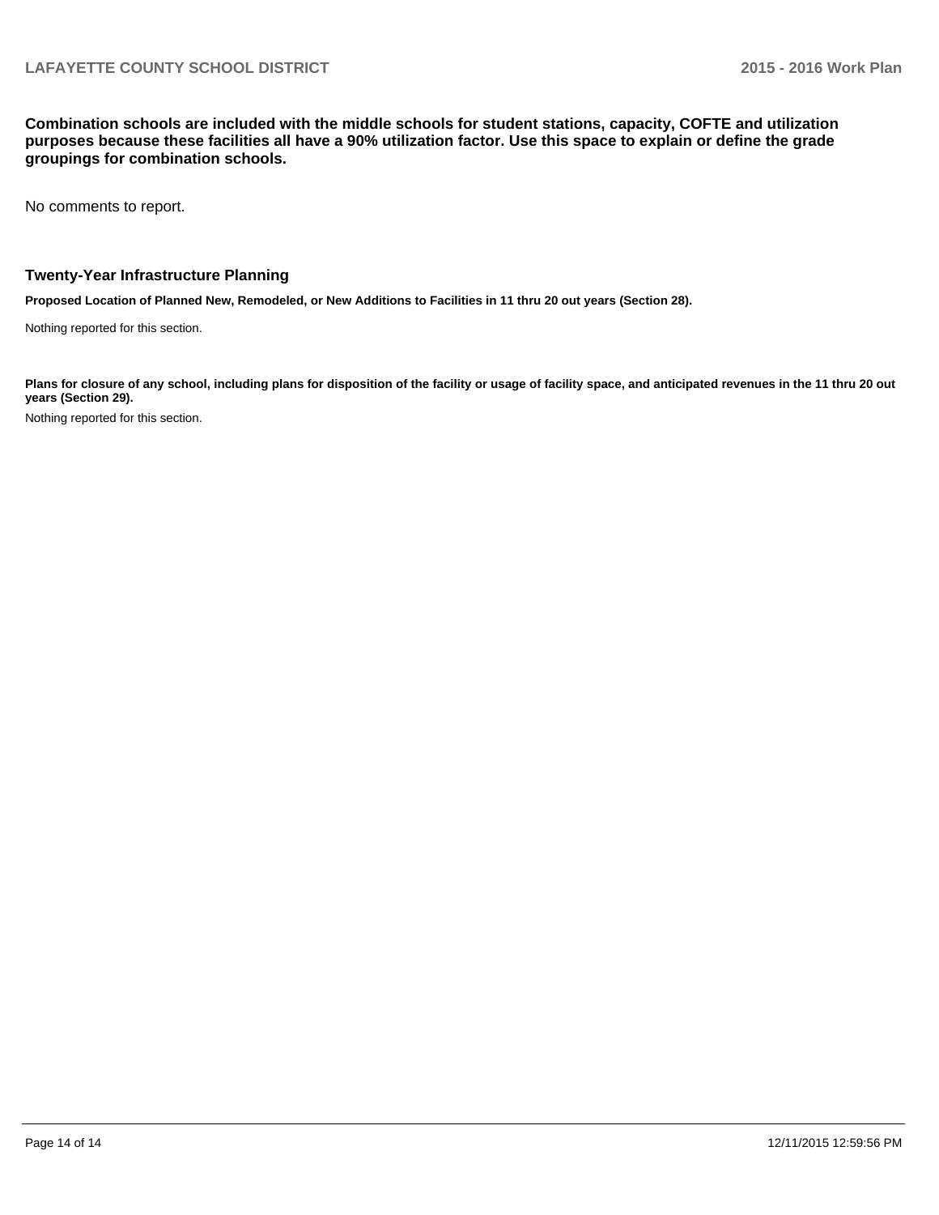**Combination schools are included with the middle schools for student stations, capacity, COFTE and utilization purposes because these facilities all have a 90% utilization factor. Use this space to explain or define the grade groupings for combination schools.**

No comments to report.

## Twenty-Year Infrastructure Planning

**Proposed Location of Planned New, Remodeled, or New Additions to Facilities in 11 thru 20 out years (Section 28).**

Nothing reported for this section.

**Plans for closure of any school, including plans for disposition of the facility or usage of facility space, and anticipated revenues in the 11 thru 20 out years (Section 29).**

Nothing reported for this section.